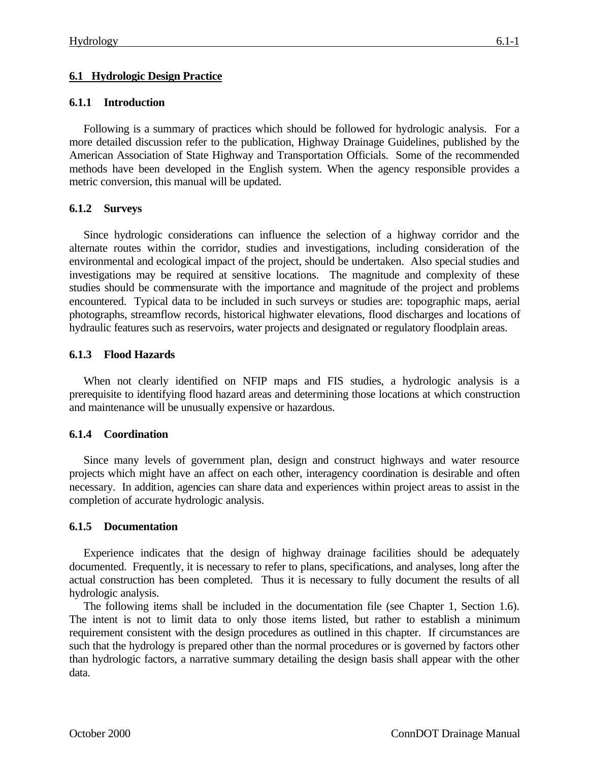## 6.1 Hydrologic Design Practice

### 6.1.1 Introduction

Following is a summary of practices which should be followed for hydrologic analysis. For a more detailed discussion refer to the publication, Highway Drainage Guidelines, published by the American Association of State Highway and Transportation Officials. Some of the recommended methods have been developed in the English system. When the agency responsible provides a metric conversion, this manual will be updated.

### 6.1.2 Surveys

Since hydrologic considerations can influence the selection of a highway corridor and the alternate routes within the corridor, studies and investigations, including consideration of the environmental and ecological impact of the project, should be undertaken. Also special studies and investigations may be required at sensitive locations. The magnitude and complexity of these studies should be commensurate with the importance and magnitude of the project and problems encountered. Typical data to be included in such surveys or studies are: topographic maps, aerial photographs, streamflow records, historical highwater elevations, flood discharges and locations of hydraulic features such as reservoirs, water projects and designated or regulatory floodplain areas.

### 6.1.3 Flood Hazards

When not clearly identified on NFIP maps and FIS studies, a hydrologic analysis is a prerequisite to identifying flood hazard areas and determining those locations at which construction and maintenance will be unusually expensive or hazardous.

### 6.1.4 Coordination

Since many levels of government plan, design and construct highways and water resource projects which might have an affect on each other, interagency coordination is desirable and often necessary. In addition, agencies can share data and experiences within project areas to assist in the completion of accurate hydrologic analysis.

### 6.1.5 Documentation

Experience indicates that the design of highway drainage facilities should be adequately documented. Frequently, it is necessary to refer to plans, specifications, and analyses, long after the actual construction has been completed. Thus it is necessary to fully document the results of all hydrologic analysis.

The following items shall be included in the documentation file (see Chapter 1, Section 1.6). The intent is not to limit data to only those items listed, but rather to establish a minimum requirement consistent with the design procedures as outlined in this chapter. If circumstances are such that the hydrology is prepared other than the normal procedures or is governed by factors other than hydrologic factors, a narrative summary detailing the design basis shall appear with the other data.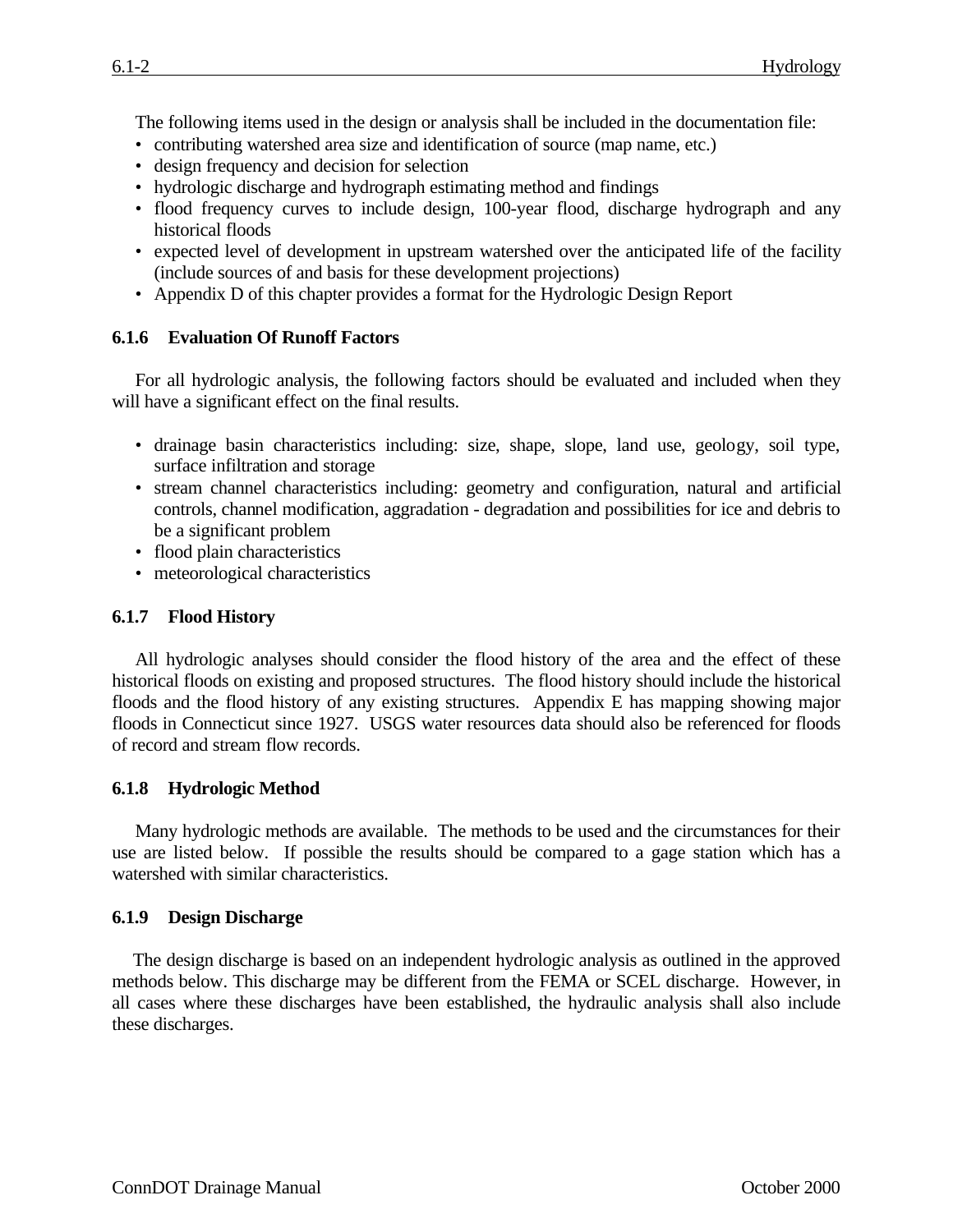The following items used in the design or analysis shall be included in the documentation file:

- contributing watershed area size and identification of source (map name, etc.)
- design frequency and decision for selection
- hydrologic discharge and hydrograph estimating method and findings
- flood frequency curves to include design, 100-year flood, discharge hydrograph and any historical floods
- expected level of development in upstream watershed over the anticipated life of the facility (include sources of and basis for these development projections)
- Appendix D of this chapter provides a format for the Hydrologic Design Report

### 6.1.6 Evaluation Of Runoff Factors

For all hydrologic analysis, the following factors should be evaluated and included when they will have a significant effect on the final results.

- drainage basin characteristics including: size, shape, slope, land use, geology, soil type, surface infiltration and storage
- stream channel characteristics including: geometry and configuration, natural and artificial controls, channel modification, aggradation - degradation and possibilities for ice and debris to be a significant problem
- flood plain characteristics
- meteorological characteristics

### 6.1.7 Flood History

All hydrologic analyses should consider the flood history of the area and the effect of these historical floods on existing and proposed structures. The flood history should include the historical floods and the flood history of any existing structures. Appendix E has mapping showing major floods in Connecticut since 1927. USGS water resources data should also be referenced for floods of record and stream flow records.

### 6.1.8 Hydrologic Method

Many hydrologic methods are available. The methods to be used and the circumstances for their use are listed below. If possible the results should be compared to a gage station which has a watershed with similar characteristics.

### 6.1.9 Design Discharge

The design discharge is based on an independent hydrologic analysis as outlined in the approved methods below. This discharge may be different from the FEMA or SCEL discharge. However, in all cases where these discharges have been established, the hydraulic analysis shall also include these discharges.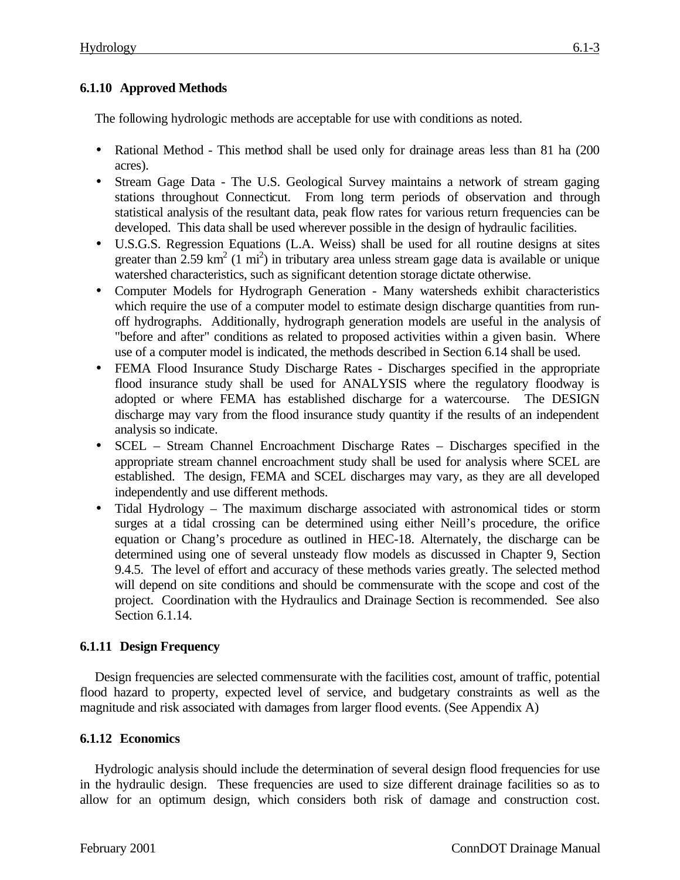### 6.1.10 Approved Methods

The following hydrologic methods are acceptable for use with conditions as noted.

- Rational Method - This method shall be used only for drainage areas less than 81 ha (200 acres).
- Stream Gage Data - The U.S. Geological Survey maintains a network of stream gaging stations throughout Connecticut. From long term periods of observation and through statistical analysis of the resultant data, peak flow rates for various return frequencies can be developed. This data shall be used wherever possible in the design of hydraulic facilities.
- U.S.G.S. Regression Equations (L.A. Weiss) shall be used for all routine designs at sites greater than 2.59 $km^2$ (1 $mi^2$) in tributary area unless stream gage data is available or unique watershed characteristics, such as significant detention storage dictate otherwise.
- Computer Models for Hydrograph Generation - Many watersheds exhibit characteristics which require the use of a computer model to estimate design discharge quantities from run-off hydrographs. Additionally, hydrograph generation models are useful in the analysis of "before and after" conditions as related to proposed activities within a given basin. Where use of a computer model is indicated, the methods described in Section 6.14 shall be used.
- FEMA Flood Insurance Study Discharge Rates - Discharges specified in the appropriate flood insurance study shall be used for ANALYSIS where the regulatory floodway is adopted or where FEMA has established discharge for a watercourse. The DESIGN discharge may vary from the flood insurance study quantity if the results of an independent analysis so indicate.
- SCEL – Stream Channel Encroachment Discharge Rates – Discharges specified in the appropriate stream channel encroachment study shall be used for analysis where SCEL are established. The design, FEMA and SCEL discharges may vary, as they are all developed independently and use different methods.
- Tidal Hydrology – The maximum discharge associated with astronomical tides or storm surges at a tidal crossing can be determined using either Neill's procedure, the orifice equation or Chang's procedure as outlined in HEC-18. Alternately, the discharge can be determined using one of several unsteady flow models as discussed in Chapter 9, Section 9.4.5. The level of effort and accuracy of these methods varies greatly. The selected method will depend on site conditions and should be commensurate with the scope and cost of the project. Coordination with the Hydraulics and Drainage Section is recommended. See also Section 6.1.14.

### 6.1.11 Design Frequency

Design frequencies are selected commensurate with the facilities cost, amount of traffic, potential flood hazard to property, expected level of service, and budgetary constraints as well as the magnitude and risk associated with damages from larger flood events. (See Appendix A)

### 6.1.12 Economics

Hydrologic analysis should include the determination of several design flood frequencies for use in the hydraulic design. These frequencies are used to size different drainage facilities so as to allow for an optimum design, which considers both risk of damage and construction cost.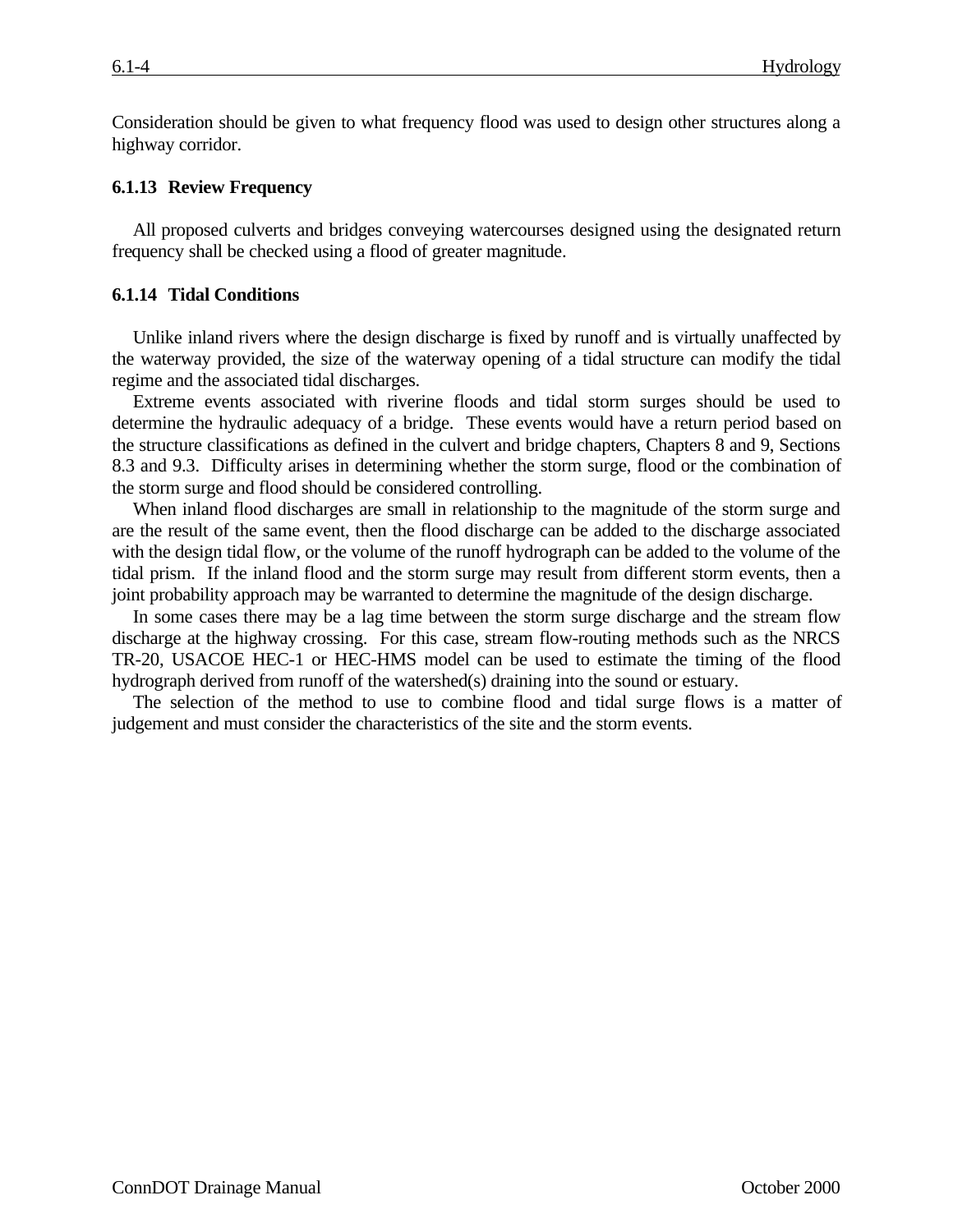Consideration should be given to what frequency flood was used to design other structures along a highway corridor.

### 6.1.13 Review Frequency

All proposed culverts and bridges conveying watercourses designed using the designated return frequency shall be checked using a flood of greater magnitude.

### 6.1.14 Tidal Conditions

Unlike inland rivers where the design discharge is fixed by runoff and is virtually unaffected by the waterway provided, the size of the waterway opening of a tidal structure can modify the tidal regime and the associated tidal discharges.

Extreme events associated with riverine floods and tidal storm surges should be used to determine the hydraulic adequacy of a bridge. These events would have a return period based on the structure classifications as defined in the culvert and bridge chapters, Chapters 8 and 9, Sections 8.3 and 9.3. Difficulty arises in determining whether the storm surge, flood or the combination of the storm surge and flood should be considered controlling.

When inland flood discharges are small in relationship to the magnitude of the storm surge and are the result of the same event, then the flood discharge can be added to the discharge associated with the design tidal flow, or the volume of the runoff hydrograph can be added to the volume of the tidal prism. If the inland flood and the storm surge may result from different storm events, then a joint probability approach may be warranted to determine the magnitude of the design discharge.

In some cases there may be a lag time between the storm surge discharge and the stream flow discharge at the highway crossing. For this case, stream flow-routing methods such as the NRCS TR-20, USACOE HEC-1 or HEC-HMS model can be used to estimate the timing of the flood hydrograph derived from runoff of the watershed(s) draining into the sound or estuary.

The selection of the method to use to combine flood and tidal surge flows is a matter of judgement and must consider the characteristics of the site and the storm events.